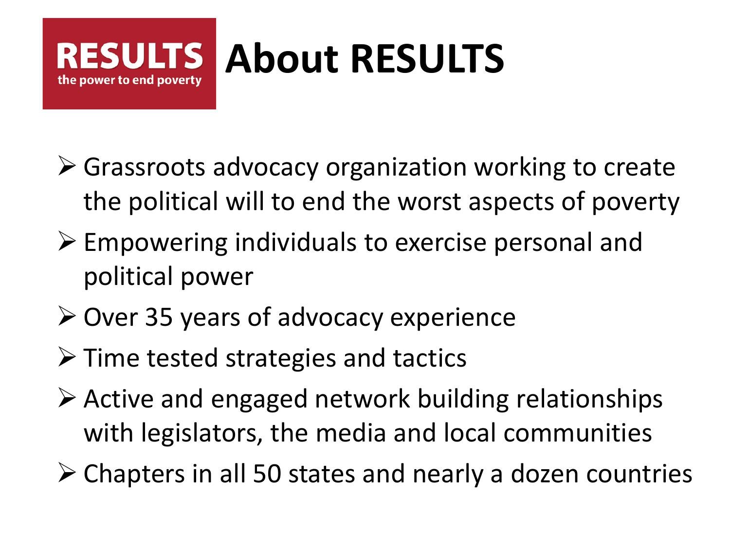# About RESULTS

RESULTS
the power to end poverty

- Grassroots advocacy organization working to create the political will to end the worst aspects of poverty
- Empowering individuals to exercise personal and political power
- Over 35 years of advocacy experience
- Time tested strategies and tactics
- Active and engaged network building relationships with legislators, the media and local communities
- Chapters in all 50 states and nearly a dozen countries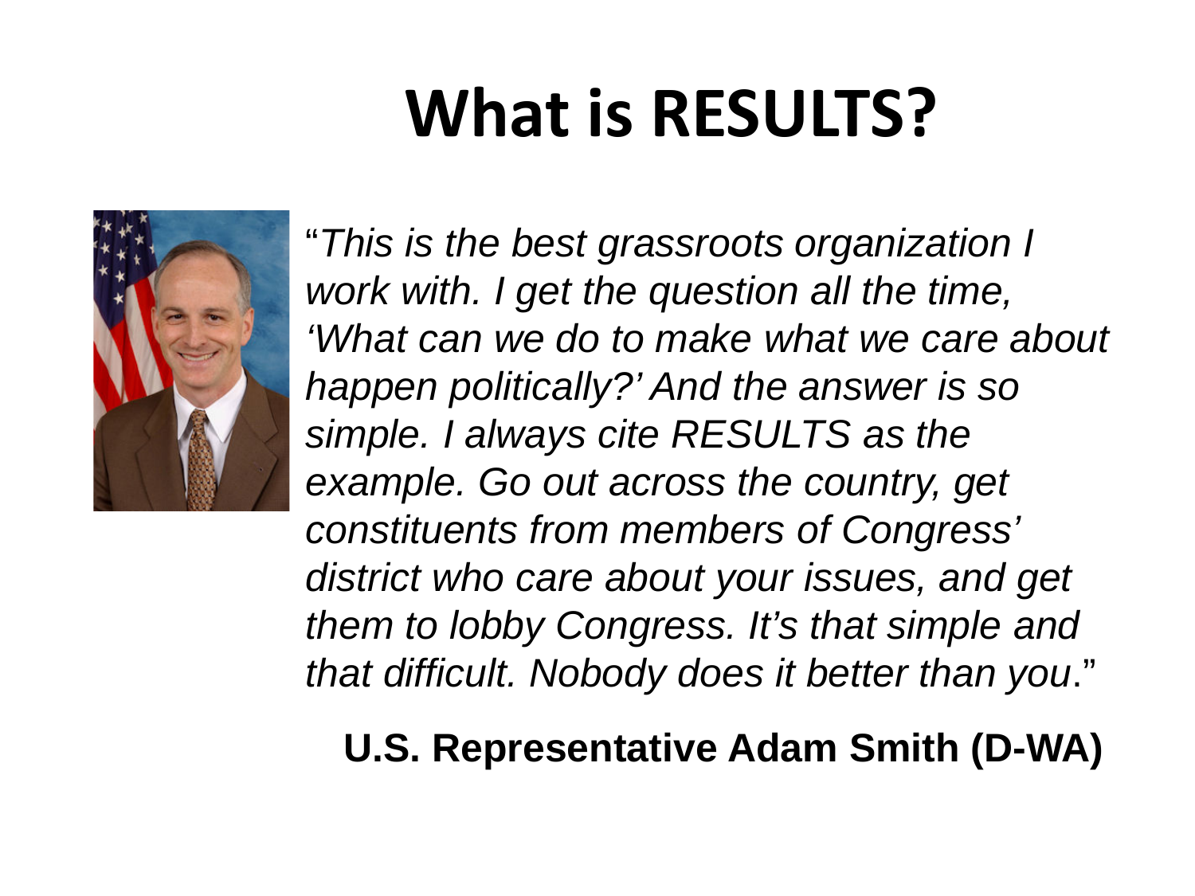# What is RESULTS?

"*This is the best grassroots organization I work with. I get the question all the time, 'What can we do to make what we care about happen politically?' And the answer is so simple. I always cite RESULTS as the example. Go out across the country, get constituents from members of Congress' district who care about your issues, and get them to lobby Congress. It's that simple and that difficult. Nobody does it better than you*."

**U.S. Representative Adam Smith (D-WA)**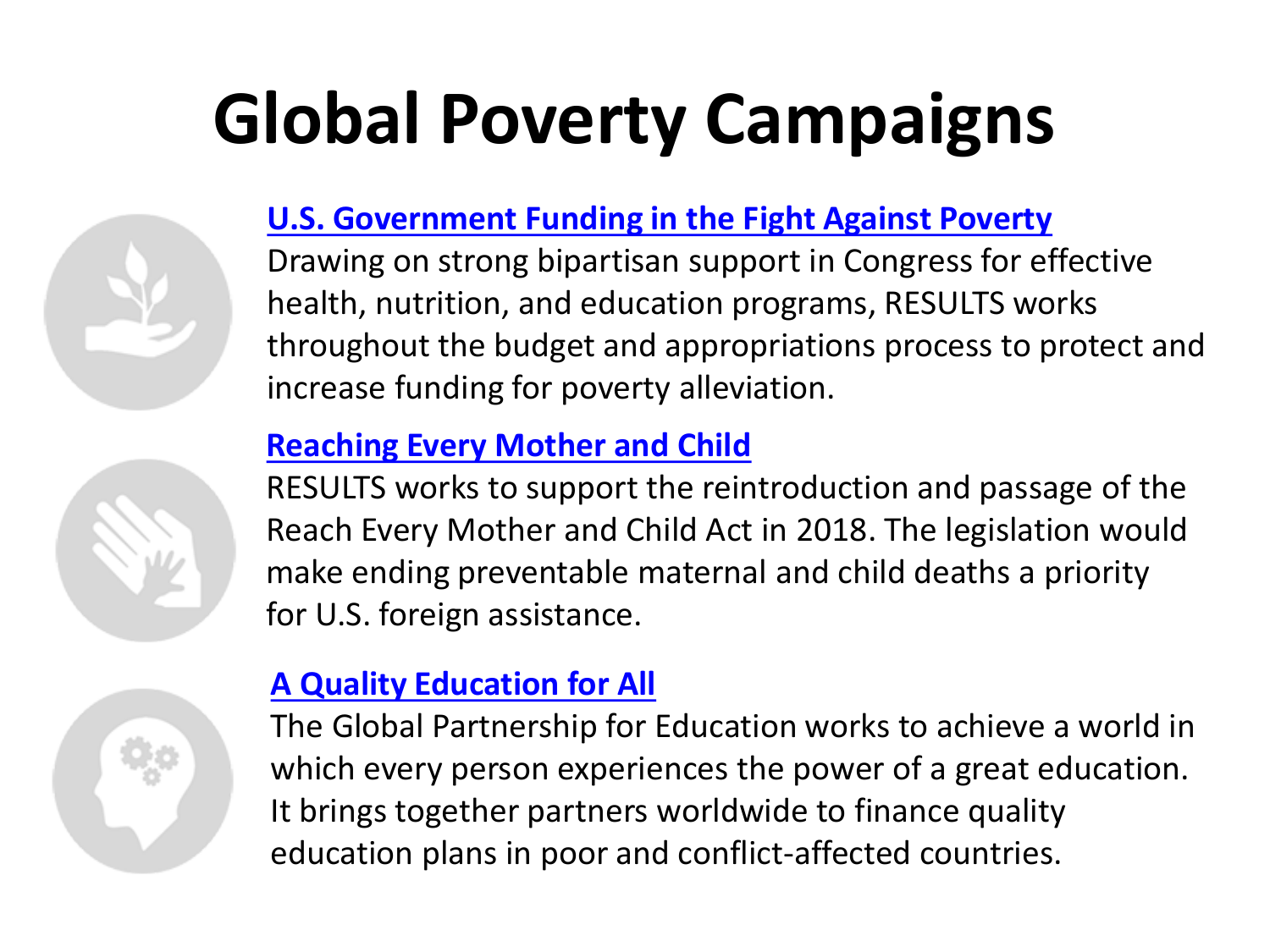# Global Poverty Campaigns

**U.S. Government Funding in the Fight Against Poverty**

Drawing on strong bipartisan support in Congress for effective health, nutrition, and education programs, RESULTS works throughout the budget and appropriations process to protect and increase funding for poverty alleviation.

**Reaching Every Mother and Child**

RESULTS works to support the reintroduction and passage of the Reach Every Mother and Child Act in 2018. The legislation would make ending preventable maternal and child deaths a priority for U.S. foreign assistance.

**A Quality Education for All**

The Global Partnership for Education works to achieve a world in which every person experiences the power of a great education. It brings together partners worldwide to finance quality education plans in poor and conflict-affected countries.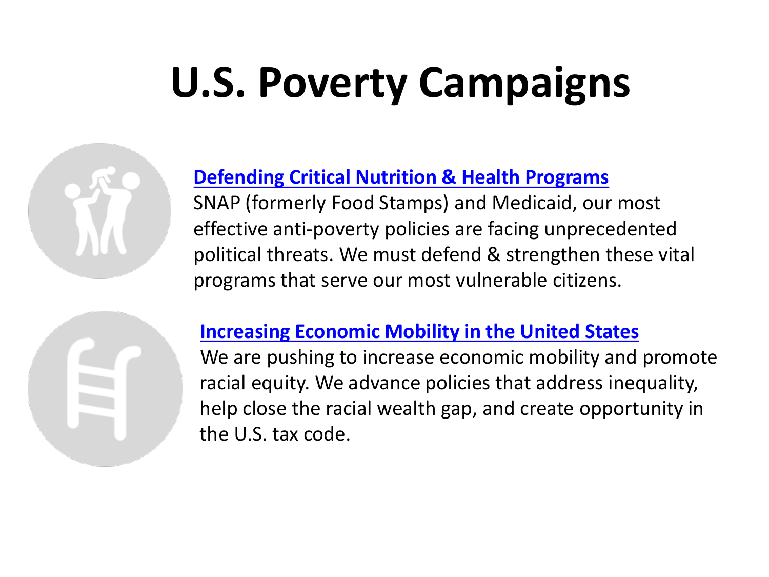# U.S. Poverty Campaigns

**Defending Critical Nutrition & Health Programs**

SNAP (formerly Food Stamps) and Medicaid, our most effective anti-poverty policies are facing unprecedented political threats. We must defend & strengthen these vital programs that serve our most vulnerable citizens.

**Increasing Economic Mobility in the United States**

We are pushing to increase economic mobility and promote racial equity. We advance policies that address inequality, help close the racial wealth gap, and create opportunity in the U.S. tax code.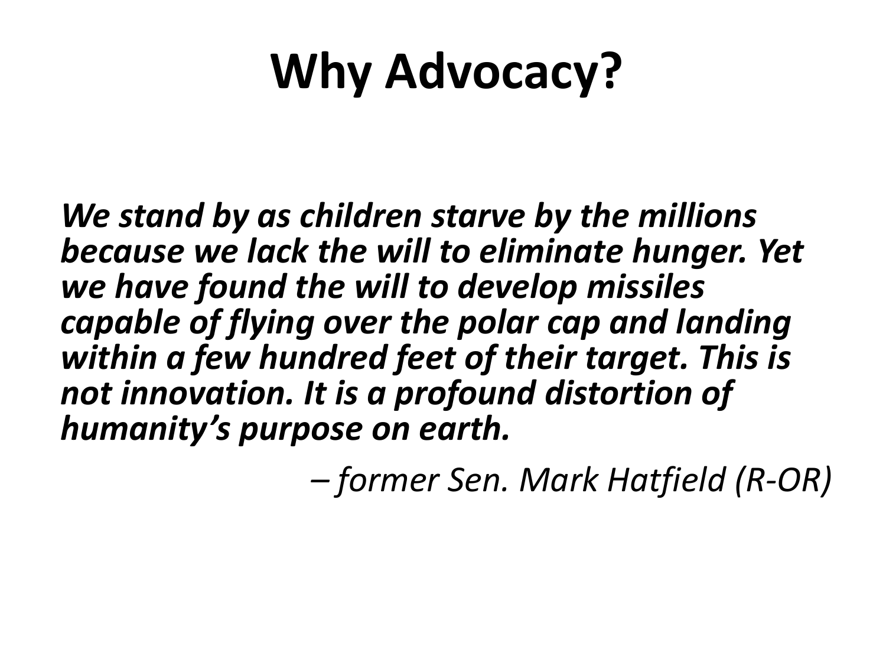# Why Advocacy?

***We stand by as children starve by the millions because we lack the will to eliminate hunger. Yet we have found the will to develop missiles capable of flying over the polar cap and landing within a few hundred feet of their target. This is not innovation. It is a profound distortion of humanity's purpose on earth.***

*– former Sen. Mark Hatfield (R-OR)*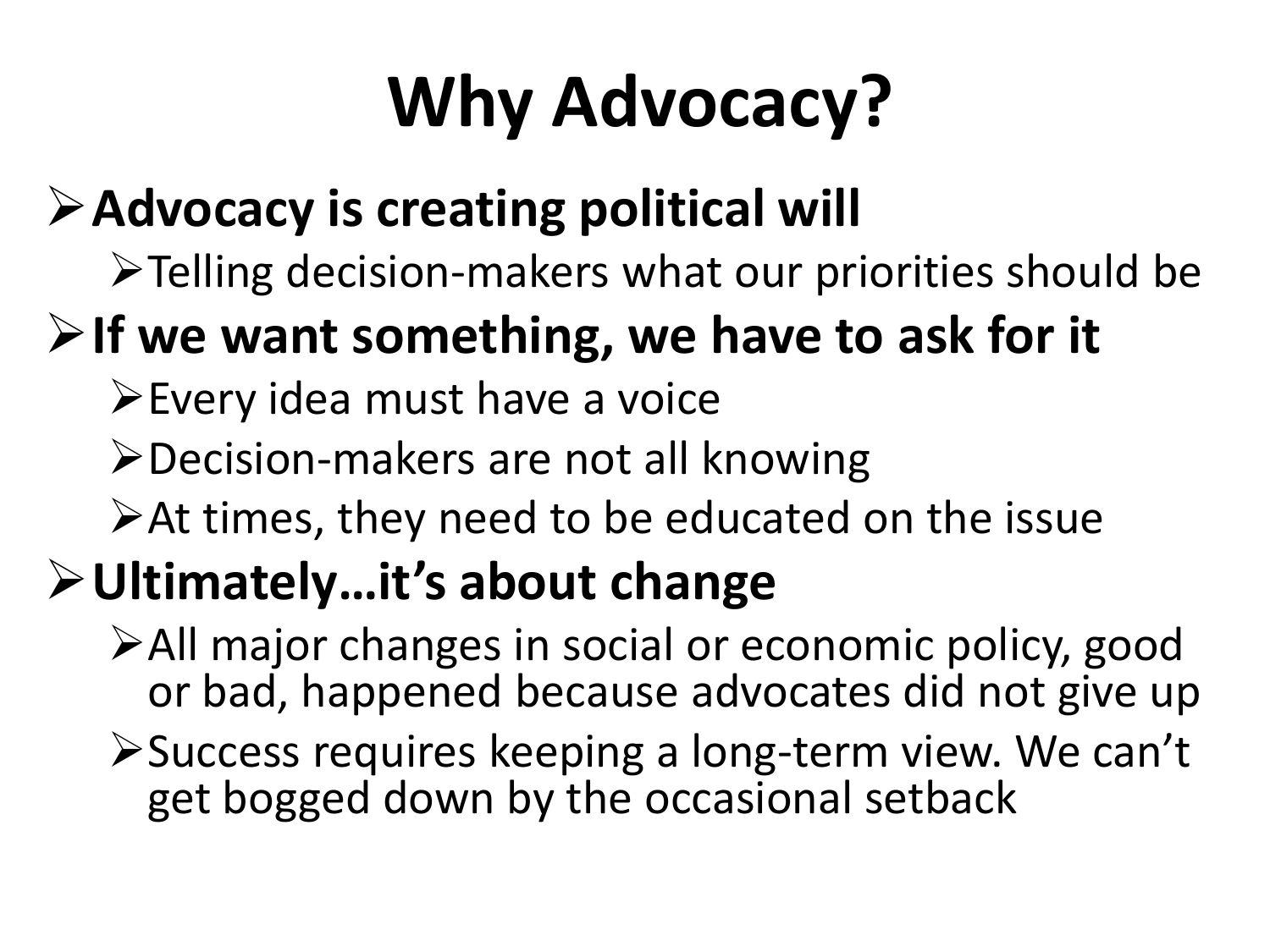# Why Advocacy?

- **Advocacy is creating political will**
  - Telling decision-makers what our priorities should be
- **If we want something, we have to ask for it**
  - Every idea must have a voice
  - Decision-makers are not all knowing
  - At times, they need to be educated on the issue
- **Ultimately…it's about change**
  - All major changes in social or economic policy, good or bad, happened because advocates did not give up
  - Success requires keeping a long-term view. We can't get bogged down by the occasional setback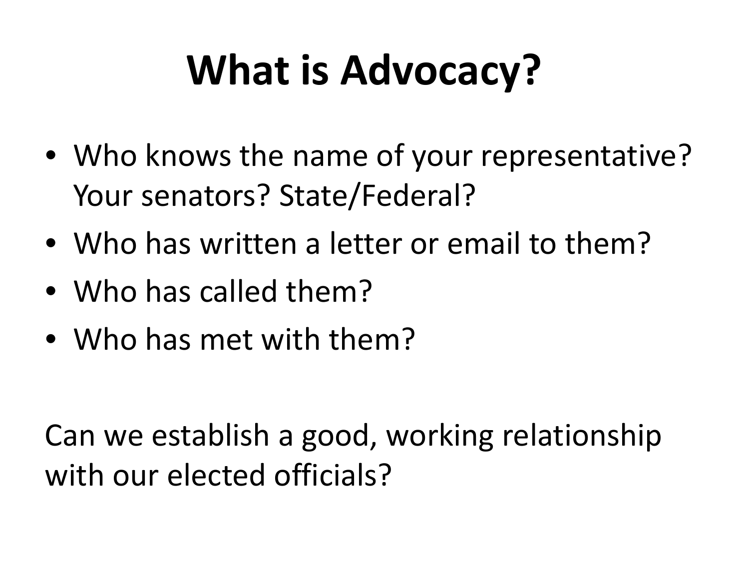# What is Advocacy?

- Who knows the name of your representative? Your senators? State/Federal?
- Who has written a letter or email to them?
- Who has called them?
- Who has met with them?

Can we establish a good, working relationship with our elected officials?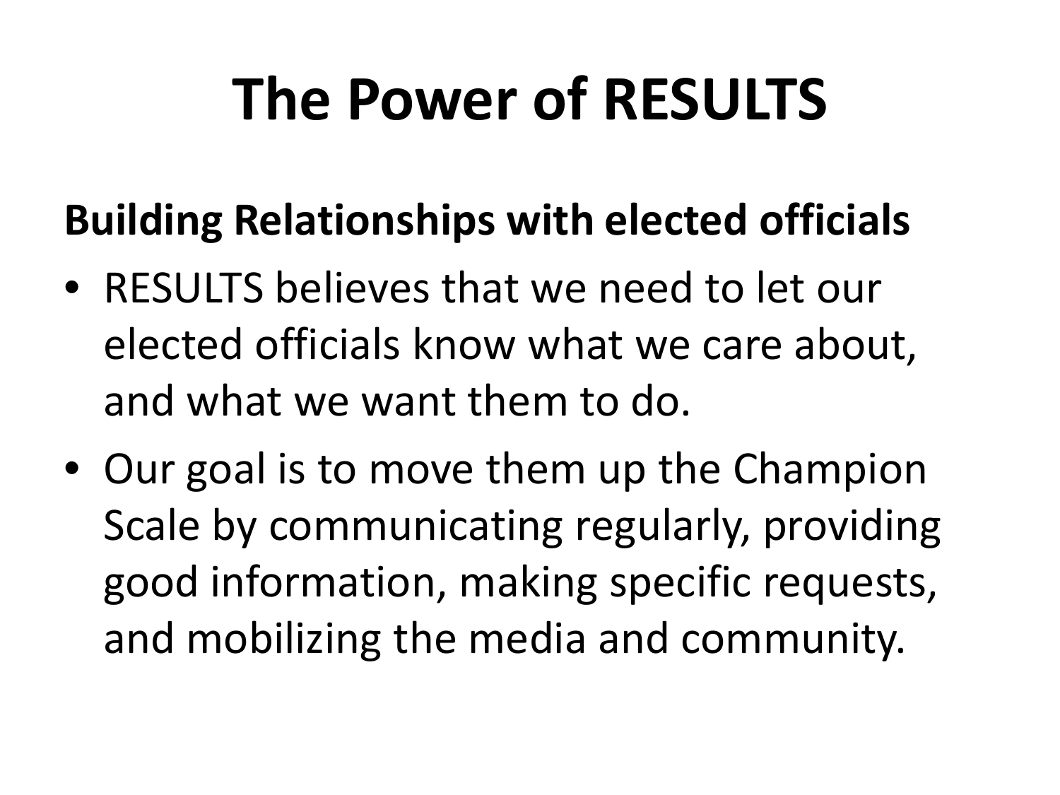# The Power of RESULTS

**Building Relationships with elected officials**

- RESULTS believes that we need to let our elected officials know what we care about, and what we want them to do.
- Our goal is to move them up the Champion Scale by communicating regularly, providing good information, making specific requests, and mobilizing the media and community.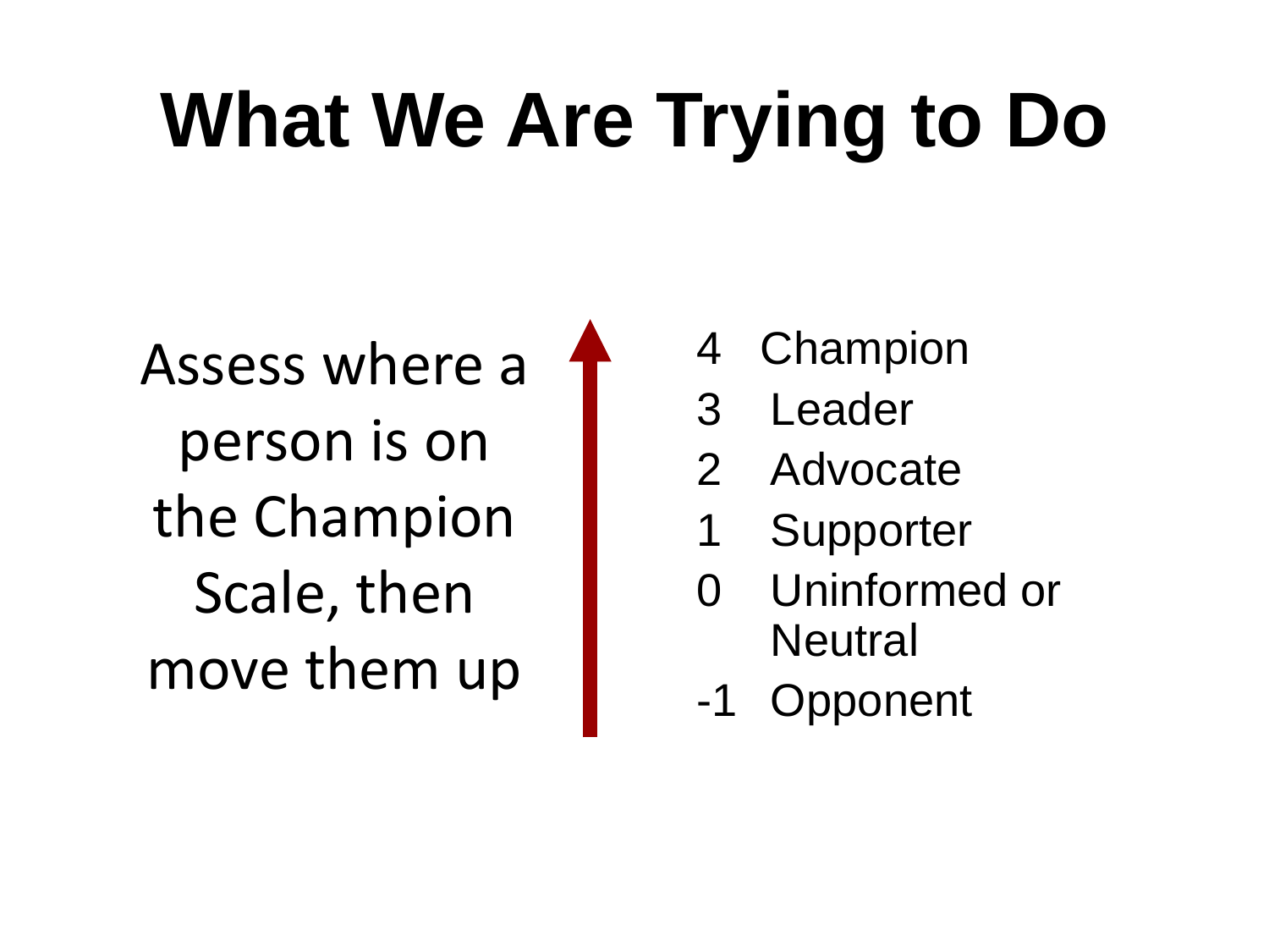# What We Are Trying to Do

Assess where a person is on the Champion Scale, then move them up

- 4 Champion
- 3 Leader
- 2 Advocate
- 1 Supporter
- 0 Uninformed or Neutral
- -1 Opponent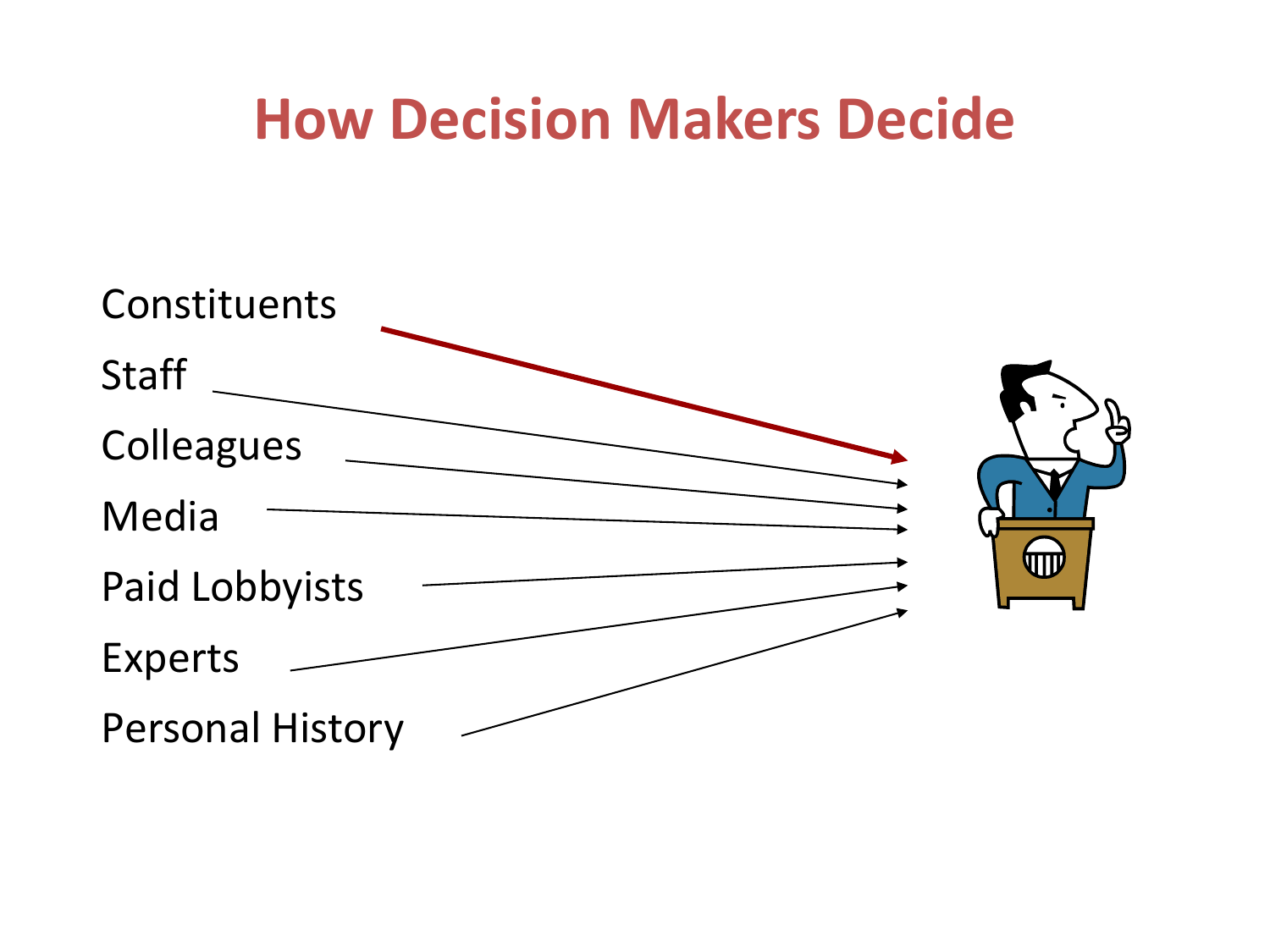# How Decision Makers Decide

- Constituents
- Staff
- Colleagues
- Media
- Paid Lobbyists
- Experts
- Personal History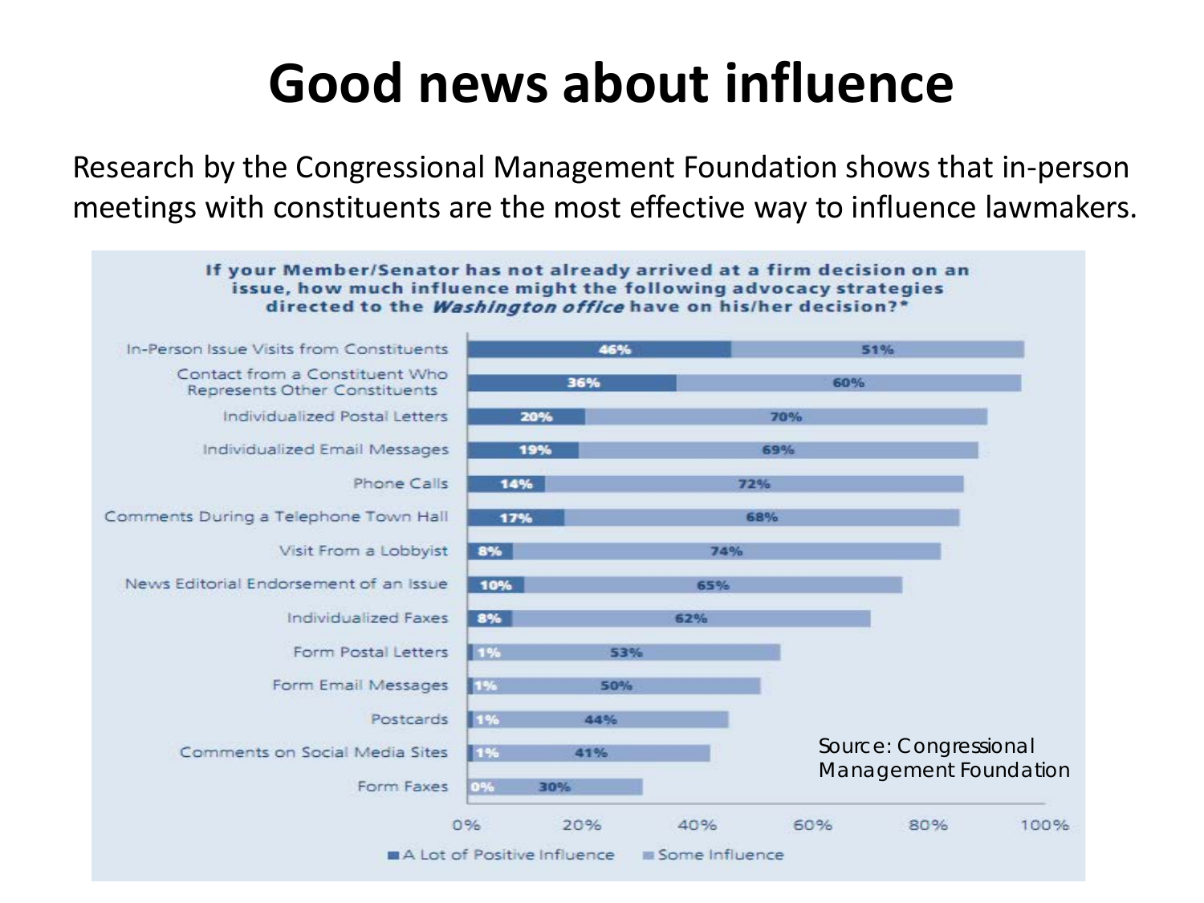# Good news about influence

Research by the Congressional Management Foundation shows that in-person meetings with constituents are the most effective way to influence lawmakers.

**If your Member/Senator has not already arrived at a firm decision on an issue, how much influence might the following advocacy strategies directed to the *Washington office* have on his/her decision?***

| Strategy | A Lot of Positive Influence | Some Influence |
|---|---|---|
| In-Person Issue Visits from Constituents | 46% | 51% |
| Contact from a Constituent Who Represents Other Constituents | 36% | 60% |
| Individualized Postal Letters | 20% | 70% |
| Individualized Email Messages | 19% | 69% |
| Phone Calls | 14% | 72% |
| Comments During a Telephone Town Hall | 17% | 68% |
| Visit From a Lobbyist | 8% | 74% |
| News Editorial Endorsement of an Issue | 10% | 65% |
| Individualized Faxes | 8% | 62% |
| Form Postal Letters | 1% | 53% |
| Form Email Messages | 1% | 50% |
| Postcards | 1% | 44% |
| Comments on Social Media Sites | 1% | 41% |
| Form Faxes | 0% | 30% |

Source: Congressional Management Foundation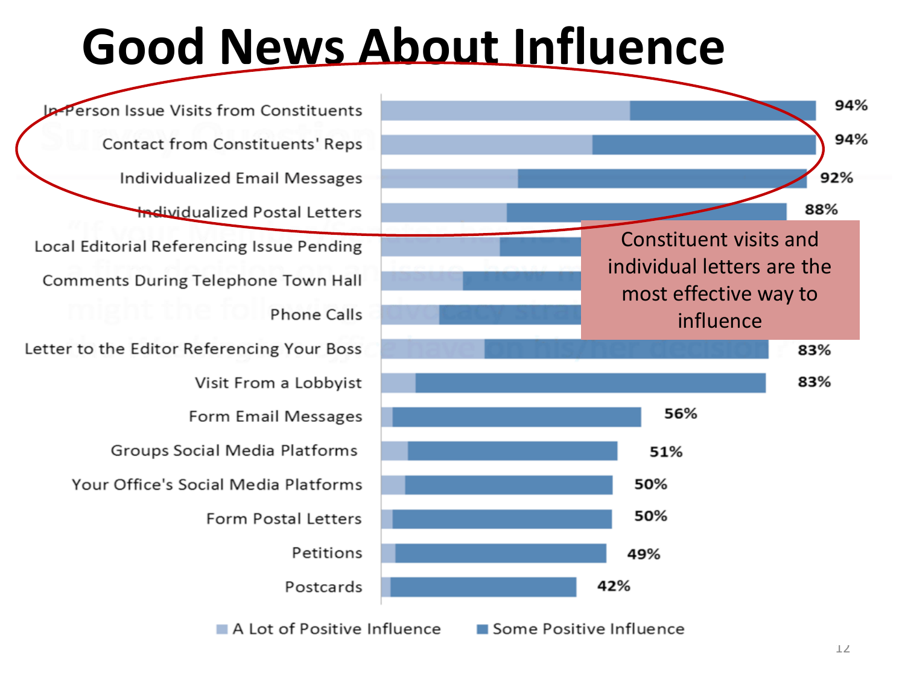# Good News About Influence

| Advocacy Strategy | Total Positive Influence |
| --- | --- |
| In-Person Issue Visits from Constituents | 94% |
| Contact from Constituents' Reps | 94% |
| Individualized Email Messages | 92% |
| Individualized Postal Letters | 88% |
| Local Editorial Referencing Issue Pending | |
| Comments During Telephone Town Hall | |
| Phone Calls | |
| Letter to the Editor Referencing Your Boss | 83% |
| Visit From a Lobbyist | 83% |
| Form Email Messages | 56% |
| Groups Social Media Platforms | 51% |
| Your Office's Social Media Platforms | 50% |
| Form Postal Letters | 50% |
| Petitions | 49% |
| Postcards | 42% |

A Lot of Positive Influence / Some Positive Influence

Constituent visits and individual letters are the most effective way to influence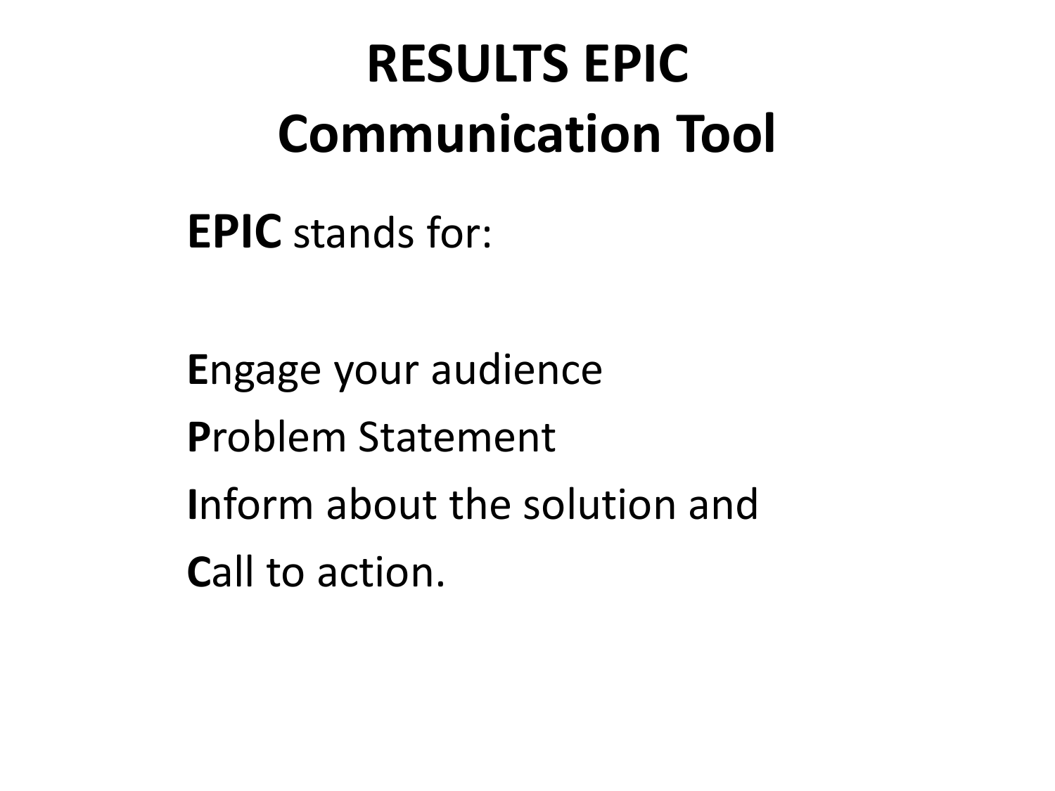# RESULTS EPIC Communication Tool

**EPIC** stands for:

**E**ngage your audience

**P**roblem Statement

**I**nform about the solution and

**C**all to action.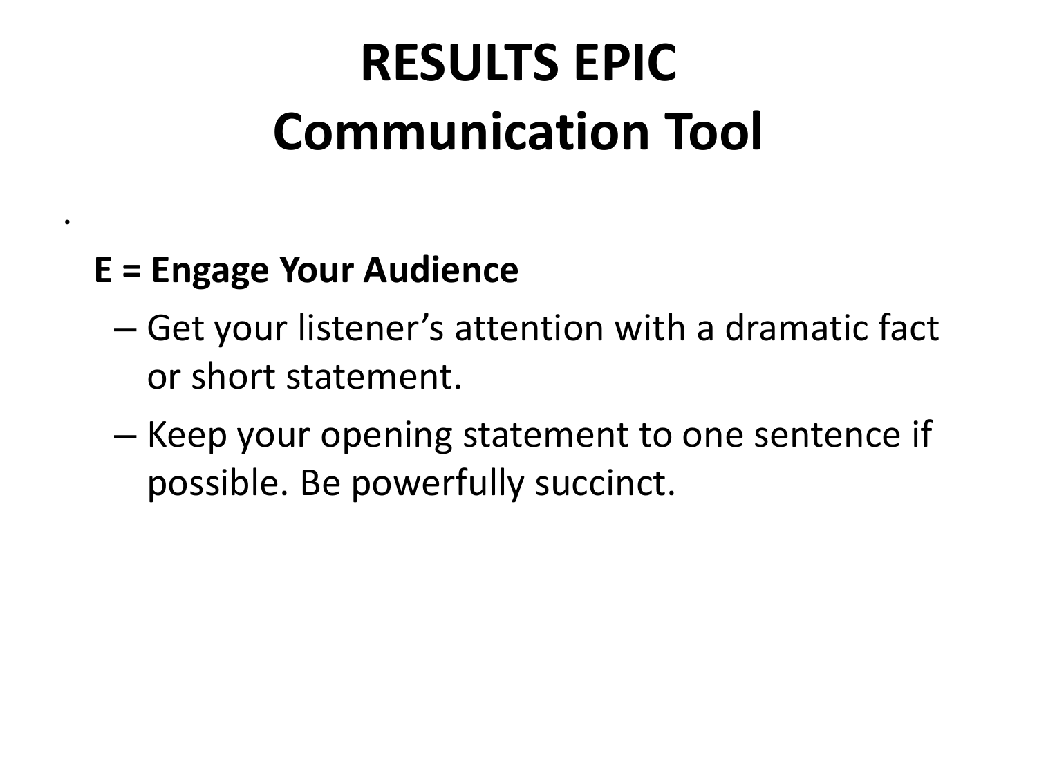# RESULTS EPIC
# Communication Tool

.

**E = Engage Your Audience**

- Get your listener's attention with a dramatic fact or short statement.
- Keep your opening statement to one sentence if possible. Be powerfully succinct.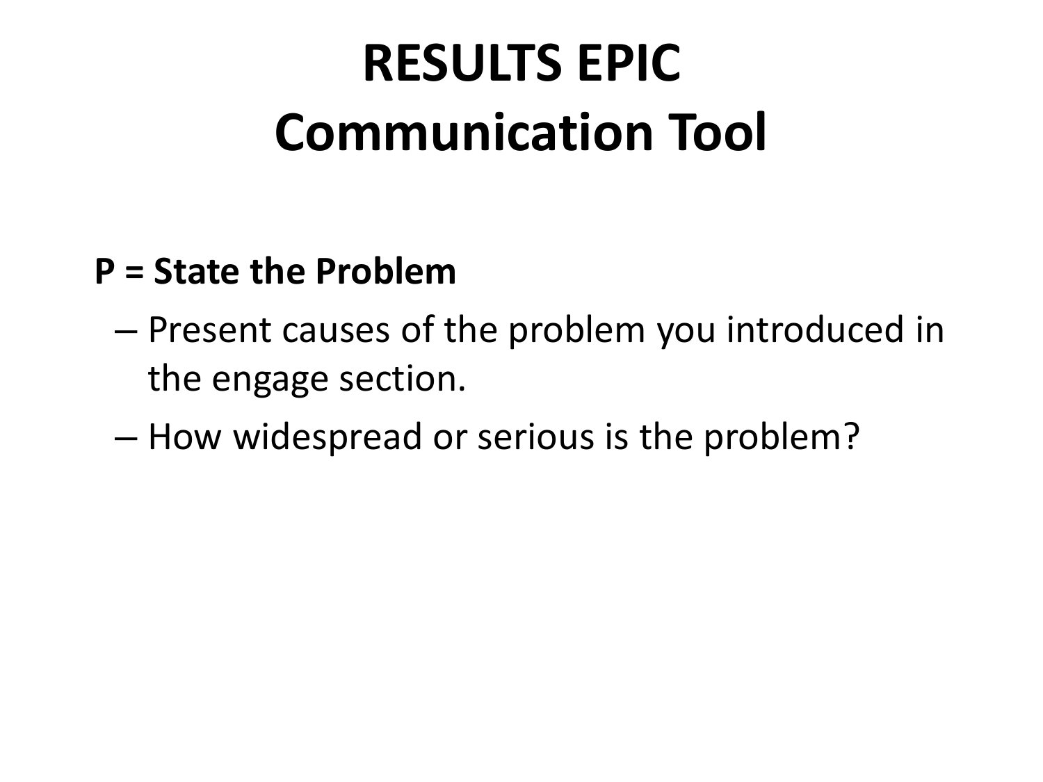# RESULTS EPIC
# Communication Tool

**P = State the Problem**

- Present causes of the problem you introduced in the engage section.
- How widespread or serious is the problem?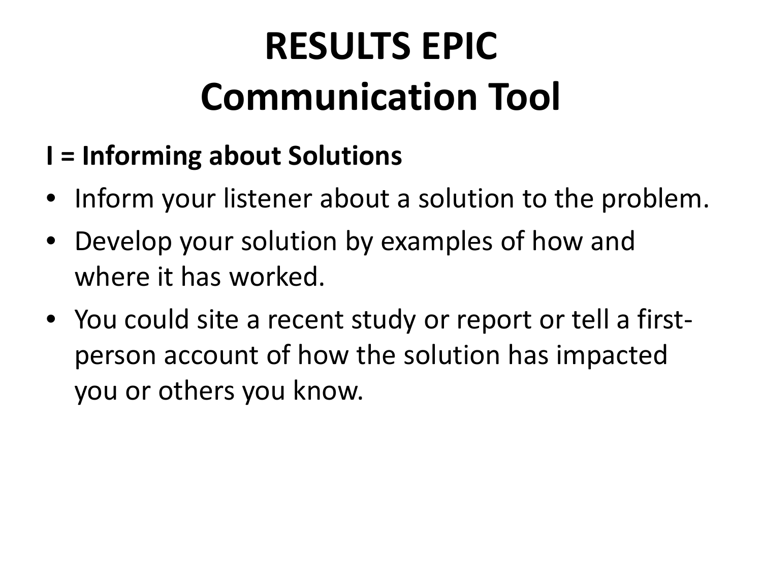# RESULTS EPIC
# Communication Tool

**I = Informing about Solutions**

- Inform your listener about a solution to the problem.
- Develop your solution by examples of how and where it has worked.
- You could site a recent study or report or tell a first-person account of how the solution has impacted you or others you know.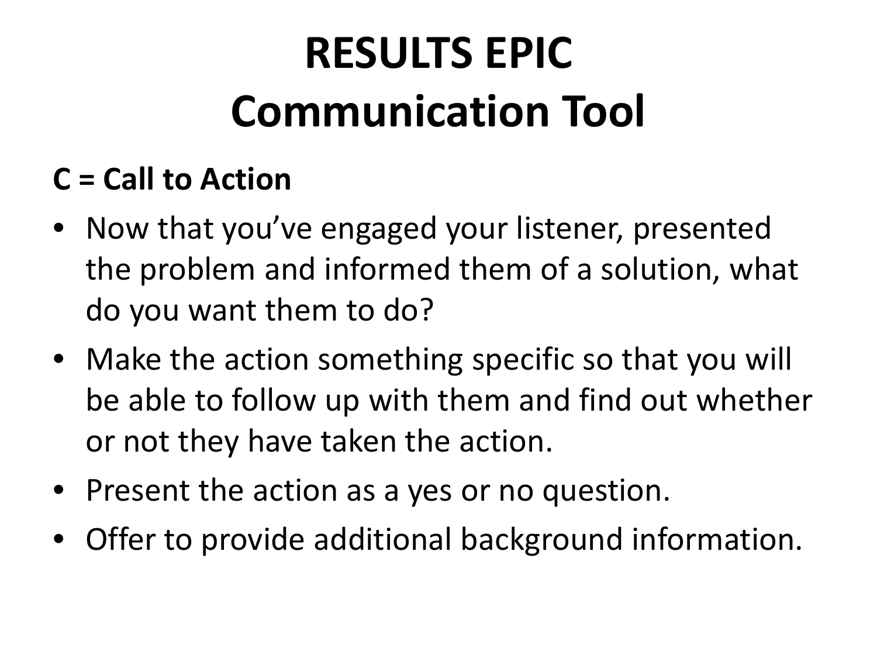# RESULTS EPIC Communication Tool

**C = Call to Action**

- Now that you've engaged your listener, presented the problem and informed them of a solution, what do you want them to do?
- Make the action something specific so that you will be able to follow up with them and find out whether or not they have taken the action.
- Present the action as a yes or no question.
- Offer to provide additional background information.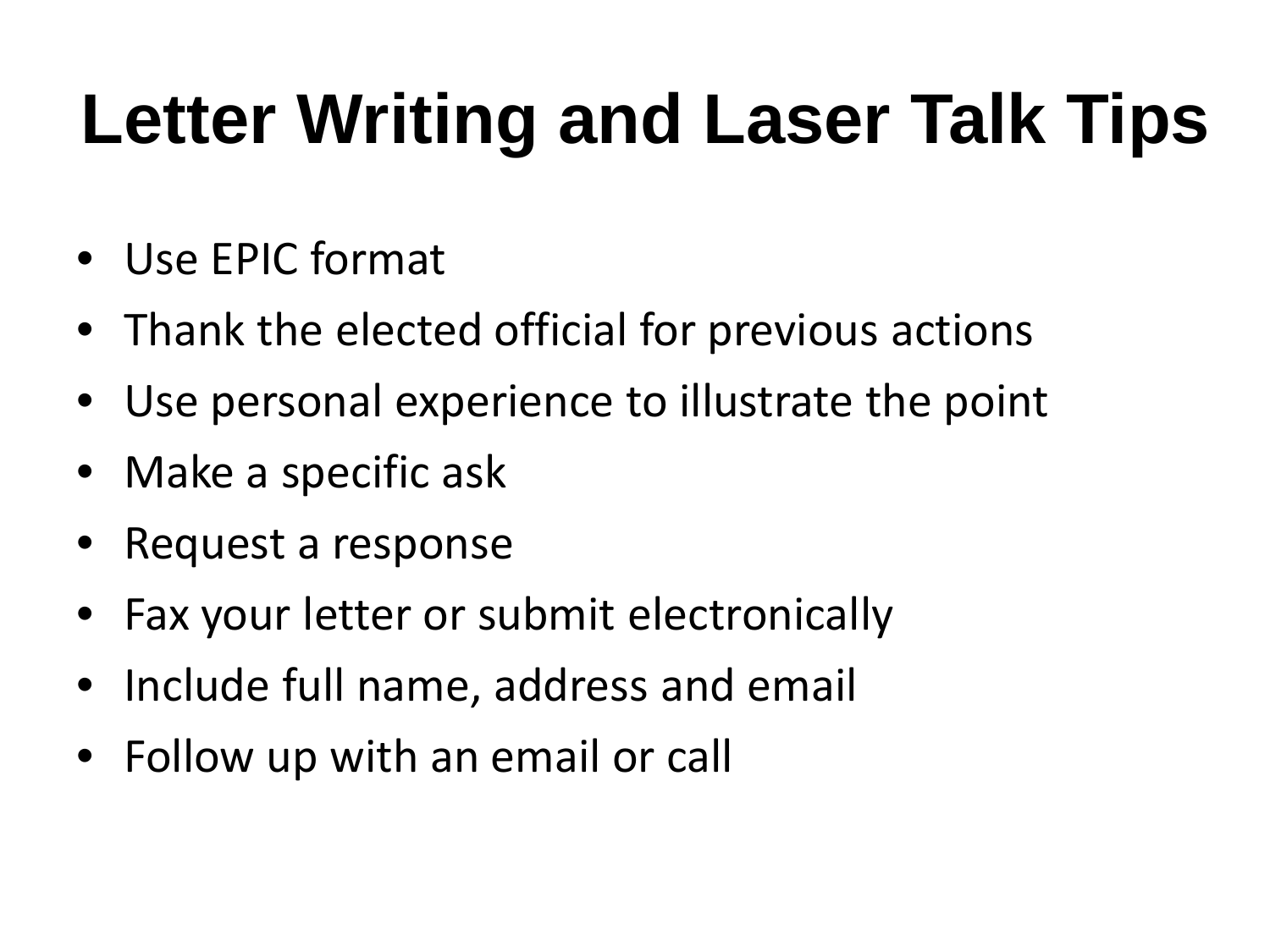# Letter Writing and Laser Talk Tips

- Use EPIC format
- Thank the elected official for previous actions
- Use personal experience to illustrate the point
- Make a specific ask
- Request a response
- Fax your letter or submit electronically
- Include full name, address and email
- Follow up with an email or call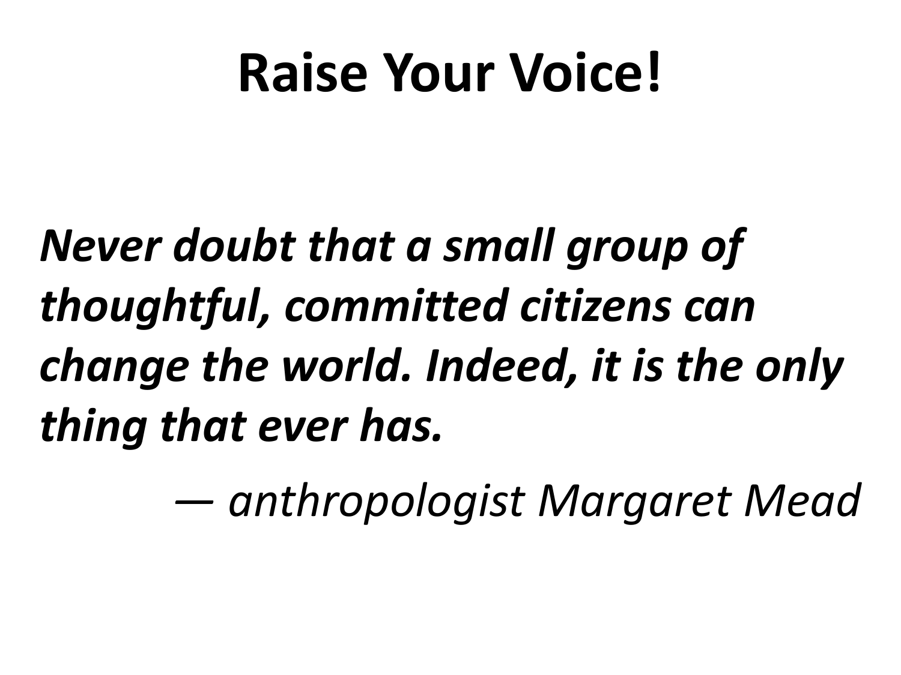# Raise Your Voice!

***Never doubt that a small group of thoughtful, committed citizens can change the world. Indeed, it is the only thing that ever has.***

*— anthropologist Margaret Mead*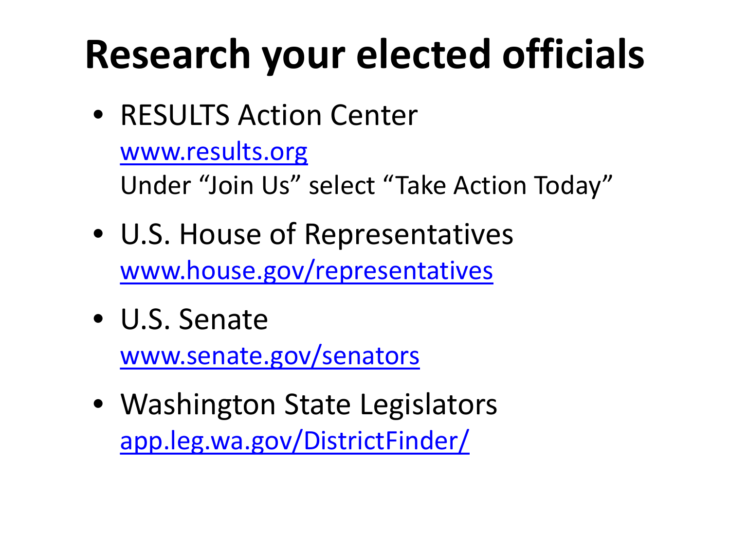# Research your elected officials

- RESULTS Action Center
  www.results.org
  Under “Join Us” select “Take Action Today”
- U.S. House of Representatives
  www.house.gov/representatives
- U.S. Senate
  www.senate.gov/senators
- Washington State Legislators
  app.leg.wa.gov/DistrictFinder/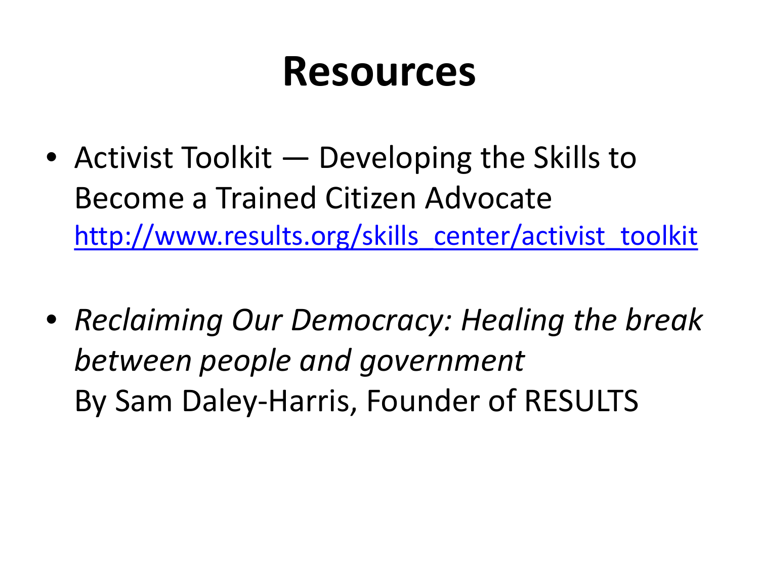# Resources

- Activist Toolkit — Developing the Skills to Become a Trained Citizen Advocate
  http://www.results.org/skills_center/activist_toolkit

- *Reclaiming Our Democracy: Healing the break between people and government*
  By Sam Daley-Harris, Founder of RESULTS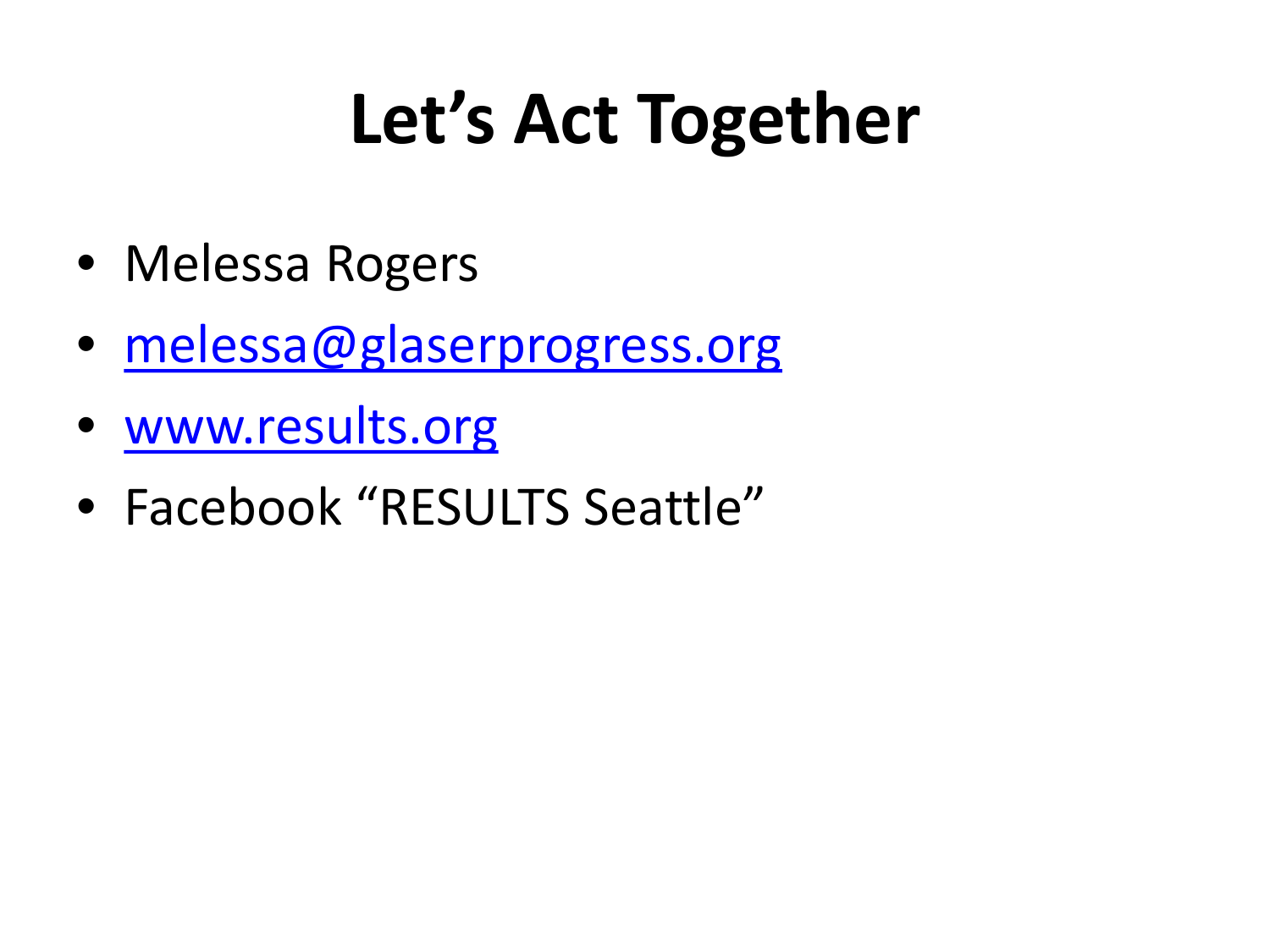# Let’s Act Together

- Melessa Rogers
- melessa@glaserprogress.org
- www.results.org
- Facebook “RESULTS Seattle”